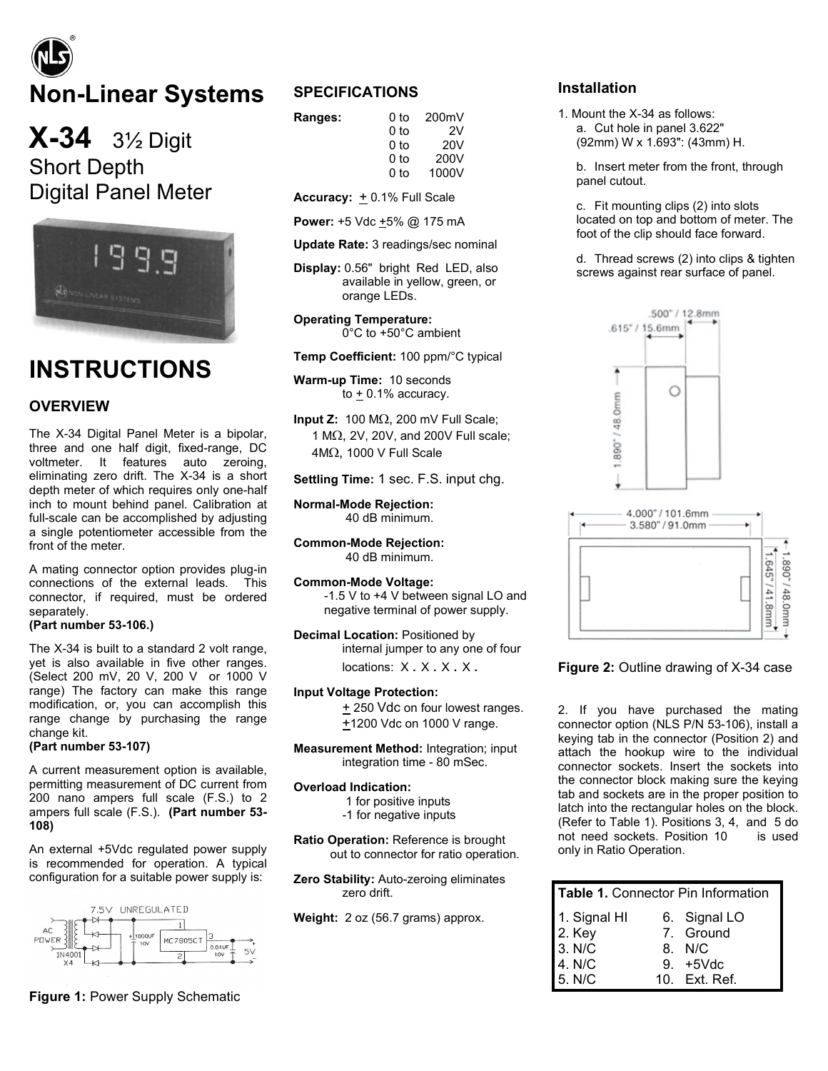# Non-Linear Systems

# X-34 3½ Digit Short Depth Digital Panel Meter

# INSTRUCTIONS

## OVERVIEW

The X-34 Digital Panel Meter is a bipolar, three and one half digit, fixed-range, DC voltmeter. It features auto zeroing, eliminating zero drift. The X-34 is a short depth meter of which requires only one-half inch to mount behind panel. Calibration at full-scale can be accomplished by adjusting a single potentiometer accessible from the front of the meter.

A mating connector option provides plug-in connections of the external leads. This connector, if required, must be ordered separately.
**(Part number 53-106.)**

The X-34 is built to a standard 2 volt range, yet is also available in five other ranges. (Select 200 mV, 20 V, 200 V or 1000 V range) The factory can make this range modification, or, you can accomplish this range change by purchasing the range change kit.
**(Part number 53-107)**

A current measurement option is available, permitting measurement of DC current from 200 nano amperes full scale (F.S.) to 2 amperes full scale (F.S.). **(Part number 53-108)**

An external +5Vdc regulated power supply is recommended for operation. A typical configuration for a suitable power supply is:

**Figure 1:** Power Supply Schematic

## SPECIFICATIONS

**Ranges:**
- 0 to 200mV
- 0 to 2V
- 0 to 20V
- 0 to 200V
- 0 to 1000V

**Accuracy:** ± 0.1% Full Scale

**Power:** +5 Vdc ±5% @ 175 mA

**Update Rate:** 3 readings/sec nominal

**Display:** 0.56" bright Red LED, also available in yellow, green, or orange LEDs.

**Operating Temperature:** 0°C to +50°C ambient

**Temp Coefficient:** 100 ppm/°C typical

**Warm-up Time:** 10 seconds to ± 0.1% accuracy.

**Input Z:** 100 MΩ, 200 mV Full Scale; 1 MΩ, 2V, 20V, and 200V Full scale; 4MΩ, 1000 V Full Scale

**Settling Time:** 1 sec. F.S. input chg.

**Normal-Mode Rejection:** 40 dB minimum.

**Common-Mode Rejection:** 40 dB minimum.

**Common-Mode Voltage:** -1.5 V to +4 V between signal LO and negative terminal of power supply.

**Decimal Location:** Positioned by internal jumper to any one of four locations: X . X . X . X .

**Input Voltage Protection:**
± 250 Vdc on four lowest ranges.
±1200 Vdc on 1000 V range.

**Measurement Method:** Integration; input integration time - 80 mSec.

**Overload Indication:**
1 for positive inputs
-1 for negative inputs

**Ratio Operation:** Reference is brought out to connector for ratio operation.

**Zero Stability:** Auto-zeroing eliminates zero drift.

**Weight:** 2 oz (56.7 grams) approx.

## Installation

1. Mount the X-34 as follows:
   a. Cut hole in panel 3.622" (92mm) W x 1.693": (43mm) H.

   b. Insert meter from the front, through panel cutout.

   c. Fit mounting clips (2) into slots located on top and bottom of meter. The foot of the clip should face forward.

   d. Thread screws (2) into clips & tighten screws against rear surface of panel.

**Figure 2:** Outline drawing of X-34 case

2. If you have purchased the mating connector option (NLS P/N 53-106), install a keying tab in the connector (Position 2) and attach the hookup wire to the individual connector sockets. Insert the sockets into the connector block making sure the keying tab and sockets are in the proper position to latch into the rectangular holes on the block. (Refer to Table 1). Positions 3, 4, and 5 do not need sockets. Position 10 is used only in Ratio Operation.

**Table 1.** Connector Pin Information

| Pin | Function | Pin | Function |
|---|---|---|---|
| 1. | Signal HI | 6. | Signal LO |
| 2. | Key | 7. | Ground |
| 3. | N/C | 8. | N/C |
| 4. | N/C | 9. | +5Vdc |
| 5. | N/C | 10. | Ext. Ref. |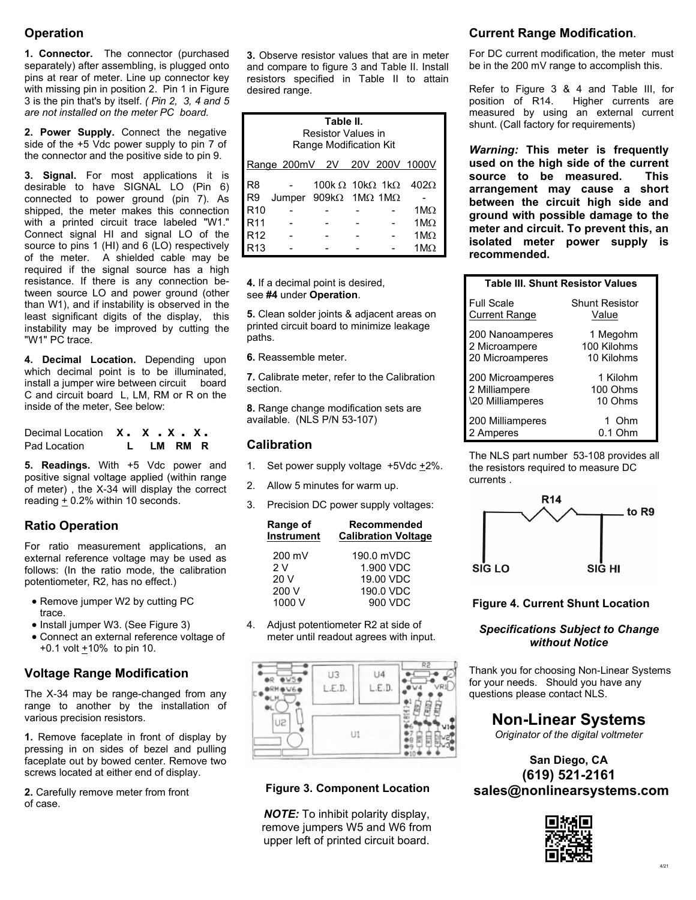## Operation

**1. Connector.** The connector (purchased separately) after assembling, is plugged onto pins at rear of meter. Line up connector key with missing pin in position 2. Pin 1 in Figure 3 is the pin that's by itself. *( Pin 2, 3, 4 and 5 are not installed on the meter PC board.*

**2. Power Supply.** Connect the negative side of the +5 Vdc power supply to pin 7 of the connector and the positive side to pin 9.

**3. Signal.** For most applications it is desirable to have SIGNAL LO (Pin 6) connected to power ground (pin 7). As shipped, the meter makes this connection with a printed circuit trace labeled "W1." Connect signal HI and signal LO of the source to pins 1 (HI) and 6 (LO) respectively of the meter. A shielded cable may be required if the signal source has a high resistance. If there is any connection between source LO and power ground (other than W1), and if instability is observed in the least significant digits of the display, this instability may be improved by cutting the "W1" PC trace.

**4. Decimal Location.** Depending upon which decimal point is to be illuminated, install a jumper wire between circuit board C and circuit board L, LM, RM or R on the inside of the meter, See below:

| | | | | |
|---|---|---|---|---|
| Decimal Location | X. | X. | X. | X. |
| Pad Location | L | LM | RM | R |

**5. Readings.** With +5 Vdc power and positive signal voltage applied (within range of meter) , the X-34 will display the correct reading ± 0.2% within 10 seconds.

## Ratio Operation

For ratio measurement applications, an external reference voltage may be used as follows: (In the ratio mode, the calibration potentiometer, R2, has no effect.)

- Remove jumper W2 by cutting PC trace.
- Install jumper W3. (See Figure 3)
- Connect an external reference voltage of +0.1 volt ±10% to pin 10.

## Voltage Range Modification

The X-34 may be range-changed from any range to another by the installation of various precision resistors.

**1.** Remove faceplate in front of display by pressing in on sides of bezel and pulling faceplate out by bowed center. Remove two screws located at either end of display.

**2.** Carefully remove meter from front of case.

**3.** Observe resistor values that are in meter and compare to figure 3 and Table II. Install resistors specified in Table II to attain desired range.

**Table II.**
Resistor Values in Range Modification Kit

| Range | 200mV | 2V | 20V | 200V | 1000V |
|---|---|---|---|---|---|
| R8 | - | 100k Ω | 10kΩ | 1kΩ | 402Ω |
| R9 | Jumper | 909kΩ | 1MΩ | 1MΩ | - |
| R10 | - | - | - | - | 1MΩ |
| R11 | - | - | - | - | 1MΩ |
| R12 | - | - | - | - | 1MΩ |
| R13 | - | - | - | - | 1MΩ |

**4.** If a decimal point is desired, see **#4** under **Operation**.

**5.** Clean solder joints & adjacent areas on printed circuit board to minimize leakage paths.

**6.** Reassemble meter.

**7.** Calibrate meter, refer to the Calibration section.

**8.** Range change modification sets are available. (NLS P/N 53-107)

## Calibration

1. Set power supply voltage +5Vdc ±2%.
2. Allow 5 minutes for warm up.
3. Precision DC power supply voltages:

| Range of Instrument | Recommended Calibration Voltage |
|---|---|
| 200 mV | 190.0 mVDC |
| 2 V | 1.900 VDC |
| 20 V | 19.00 VDC |
| 200 V | 190.0 VDC |
| 1000 V | 900 VDC |

4. Adjust potentiometer R2 at side of meter until readout agrees with input.

**Figure 3. Component Location**

***NOTE:*** To inhibit polarity display, remove jumpers W5 and W6 from upper left of printed circuit board.

## Current Range Modification.

For DC current modification, the meter must be in the 200 mV range to accomplish this.

Refer to Figure 3 & 4 and Table III, for position of R14. Higher currents are measured by using an external current shunt. (Call factory for requirements)

***Warning:* This meter is frequently used on the high side of the current source to be measured. This arrangement may cause a short between the circuit high side and ground with possible damage to the meter and circuit. To prevent this, an isolated meter power supply is recommended.**

**Table III. Shunt Resistor Values**

| Full Scale Current Range | Shunt Resistor Value |
|---|---|
| 200 Nanoamperes | 1 Megohm |
| 2 Microampere | 100 Kilohms |
| 20 Microamperes | 10 Kilohms |
| 200 Microamperes | 1 Kilohm |
| 2 Milliampere | 100 Ohms |
| \20 Milliamperes | 10 Ohms |
| 200 Milliamperes | 1 Ohm |
| 2 Amperes | 0.1 Ohm |

The NLS part number 53-108 provides all the resistors required to measure DC currents .

R14
to R9
SIG LO
SIG HI

**Figure 4. Current Shunt Location**

***Specifications Subject to Change without Notice***

Thank you for choosing Non-Linear Systems for your needs. Should you have any questions please contact NLS.

**Non-Linear Systems**
*Originator of the digital voltmeter*

**San Diego, CA**
**(619) 521-2161**
**sales@nonlinearsystems.com**

4/21